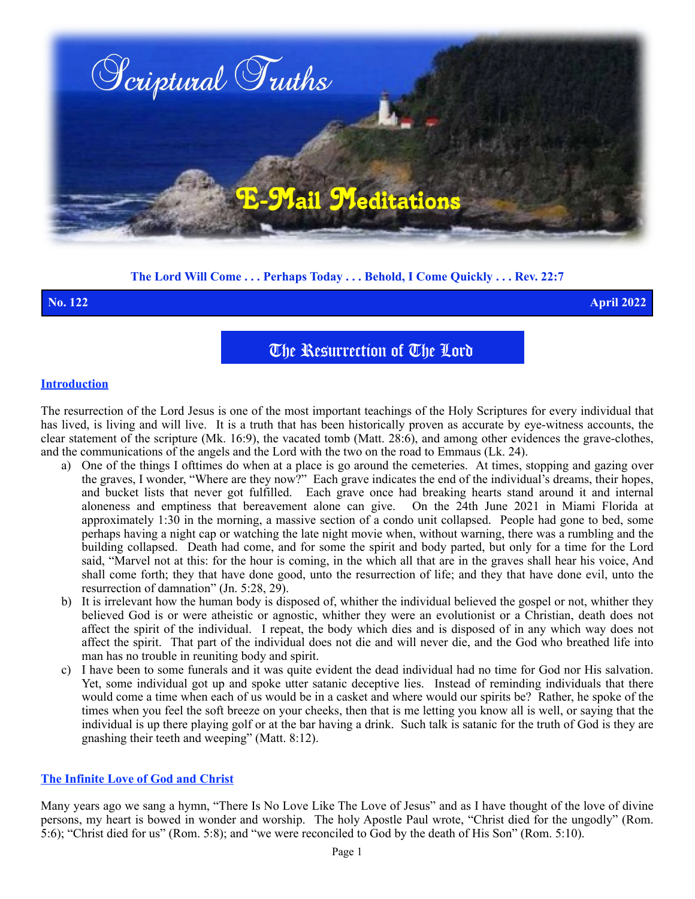# Scriptural Truths

## E-Mail Meditations

**The Lord Will Come . . . Perhaps Today . . . Behold, I Come Quickly . . . Rev. 22:7**

**No. 122** **April 2022**

## The Resurrection of The Lord

### Introduction

The resurrection of the Lord Jesus is one of the most important teachings of the Holy Scriptures for every individual that has lived, is living and will live. It is a truth that has been historically proven as accurate by eye-witness accounts, the clear statement of the scripture (Mk. 16:9), the vacated tomb (Matt. 28:6), and among other evidences the grave-clothes, and the communications of the angels and the Lord with the two on the road to Emmaus (Lk. 24).

a) One of the things I ofttimes do when at a place is go around the cemeteries. At times, stopping and gazing over the graves, I wonder, "Where are they now?" Each grave indicates the end of the individual's dreams, their hopes, and bucket lists that never got fulfilled. Each grave once had breaking hearts stand around it and internal aloneness and emptiness that bereavement alone can give. On the 24th June 2021 in Miami Florida at approximately 1:30 in the morning, a massive section of a condo unit collapsed. People had gone to bed, some perhaps having a night cap or watching the late night movie when, without warning, there was a rumbling and the building collapsed. Death had come, and for some the spirit and body parted, but only for a time for the Lord said, "Marvel not at this: for the hour is coming, in the which all that are in the graves shall hear his voice, And shall come forth; they that have done good, unto the resurrection of life; and they that have done evil, unto the resurrection of damnation" (Jn. 5:28, 29).

b) It is irrelevant how the human body is disposed of, whither the individual believed the gospel or not, whither they believed God is or were atheistic or agnostic, whither they were an evolutionist or a Christian, death does not affect the spirit of the individual. I repeat, the body which dies and is disposed of in any which way does not affect the spirit. That part of the individual does not die and will never die, and the God who breathed life into man has no trouble in reuniting body and spirit.

c) I have been to some funerals and it was quite evident the dead individual had no time for God nor His salvation. Yet, some individual got up and spoke utter satanic deceptive lies. Instead of reminding individuals that there would come a time when each of us would be in a casket and where would our spirits be? Rather, he spoke of the times when you feel the soft breeze on your cheeks, then that is me letting you know all is well, or saying that the individual is up there playing golf or at the bar having a drink. Such talk is satanic for the truth of God is they are gnashing their teeth and weeping" (Matt. 8:12).

### The Infinite Love of God and Christ

Many years ago we sang a hymn, "There Is No Love Like The Love of Jesus" and as I have thought of the love of divine persons, my heart is bowed in wonder and worship. The holy Apostle Paul wrote, "Christ died for the ungodly" (Rom. 5:6); "Christ died for us" (Rom. 5:8); and "we were reconciled to God by the death of His Son" (Rom. 5:10).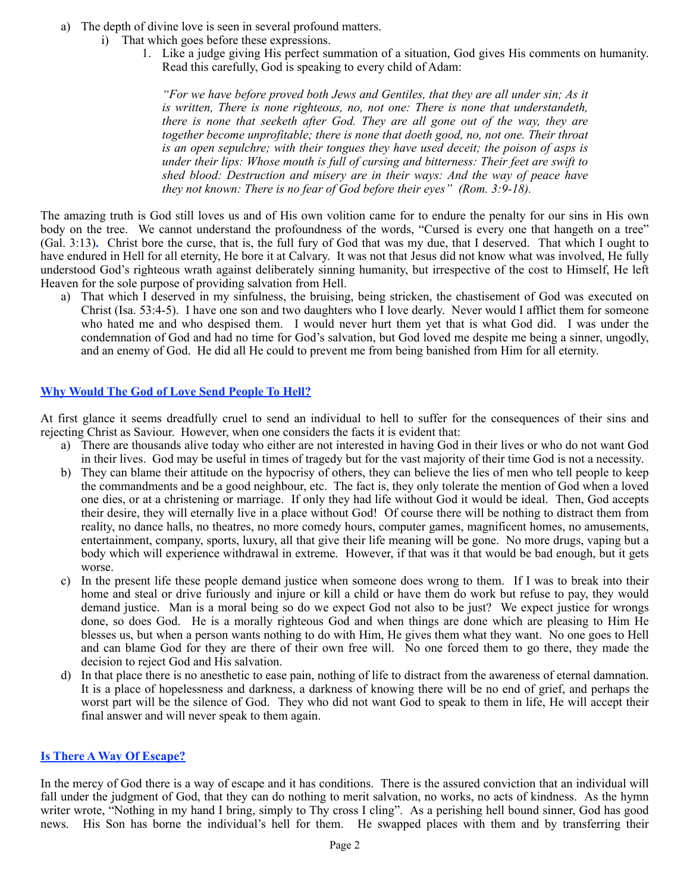a) The depth of divine love is seen in several profound matters.
   i) That which goes before these expressions.
      1. Like a judge giving His perfect summation of a situation, God gives His comments on humanity. Read this carefully, God is speaking to every child of Adam:

         *"For we have before proved both Jews and Gentiles, that they are all under sin; As it is written, There is none righteous, no, not one: There is none that understandeth, there is none that seeketh after God. They are all gone out of the way, they are together become unprofitable; there is none that doeth good, no, not one. Their throat is an open sepulchre; with their tongues they have used deceit; the poison of asps is under their lips: Whose mouth is full of cursing and bitterness: Their feet are swift to shed blood: Destruction and misery are in their ways: And the way of peace have they not known: There is no fear of God before their eyes" (Rom. 3:9-18).*

The amazing truth is God still loves us and of His own volition came for to endure the penalty for our sins in His own body on the tree. We cannot understand the profoundness of the words, "Cursed is every one that hangeth on a tree" (Gal. 3:13). Christ bore the curse, that is, the full fury of God that was my due, that I deserved. That which I ought to have endured in Hell for all eternity, He bore it at Calvary. It was not that Jesus did not know what was involved, He fully understood God's righteous wrath against deliberately sinning humanity, but irrespective of the cost to Himself, He left Heaven for the sole purpose of providing salvation from Hell.

a) That which I deserved in my sinfulness, the bruising, being stricken, the chastisement of God was executed on Christ (Isa. 53:4-5). I have one son and two daughters who I love dearly. Never would I afflict them for someone who hated me and who despised them. I would never hurt them yet that is what God did. I was under the condemnation of God and had no time for God's salvation, but God loved me despite me being a sinner, ungodly, and an enemy of God. He did all He could to prevent me from being banished from Him for all eternity.

## Why Would The God of Love Send People To Hell?

At first glance it seems dreadfully cruel to send an individual to hell to suffer for the consequences of their sins and rejecting Christ as Saviour. However, when one considers the facts it is evident that:

a) There are thousands alive today who either are not interested in having God in their lives or who do not want God in their lives. God may be useful in times of tragedy but for the vast majority of their time God is not a necessity.
b) They can blame their attitude on the hypocrisy of others, they can believe the lies of men who tell people to keep the commandments and be a good neighbour, etc. The fact is, they only tolerate the mention of God when a loved one dies, or at a christening or marriage. If only they had life without God it would be ideal. Then, God accepts their desire, they will eternally live in a place without God! Of course there will be nothing to distract them from reality, no dance halls, no theatres, no more comedy hours, computer games, magnificent homes, no amusements, entertainment, company, sports, luxury, all that give their life meaning will be gone. No more drugs, vaping but a body which will experience withdrawal in extreme. However, if that was it that would be bad enough, but it gets worse.
c) In the present life these people demand justice when someone does wrong to them. If I was to break into their home and steal or drive furiously and injure or kill a child or have them do work but refuse to pay, they would demand justice. Man is a moral being so do we expect God not also to be just? We expect justice for wrongs done, so does God. He is a morally righteous God and when things are done which are pleasing to Him He blesses us, but when a person wants nothing to do with Him, He gives them what they want. No one goes to Hell and can blame God for they are there of their own free will. No one forced them to go there, they made the decision to reject God and His salvation.
d) In that place there is no anesthetic to ease pain, nothing of life to distract from the awareness of eternal damnation. It is a place of hopelessness and darkness, a darkness of knowing there will be no end of grief, and perhaps the worst part will be the silence of God. They who did not want God to speak to them in life, He will accept their final answer and will never speak to them again.

## Is There A Way Of Escape?

In the mercy of God there is a way of escape and it has conditions. There is the assured conviction that an individual will fall under the judgment of God, that they can do nothing to merit salvation, no works, no acts of kindness. As the hymn writer wrote, "Nothing in my hand I bring, simply to Thy cross I cling". As a perishing hell bound sinner, God has good news. His Son has borne the individual's hell for them. He swapped places with them and by transferring their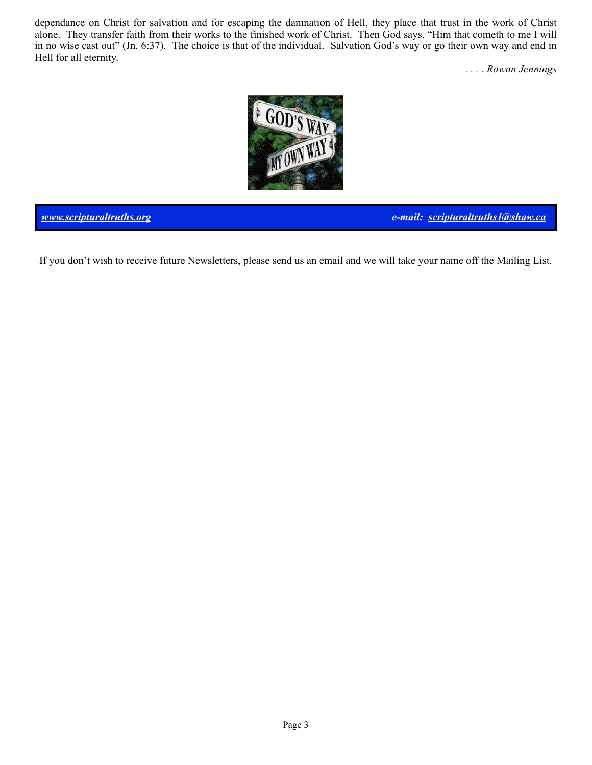dependance on Christ for salvation and for escaping the damnation of Hell, they place that trust in the work of Christ alone. They transfer faith from their works to the finished work of Christ. Then God says, "Him that cometh to me I will in no wise cast out" (Jn. 6:37). The choice is that of the individual. Salvation God's way or go their own way and end in Hell for all eternity.

. . . . *Rowan Jennings*

***www.scripturaltruths.org*** ***e-mail: scripturaltruths1@shaw.ca***

If you don't wish to receive future Newsletters, please send us an email and we will take your name off the Mailing List.